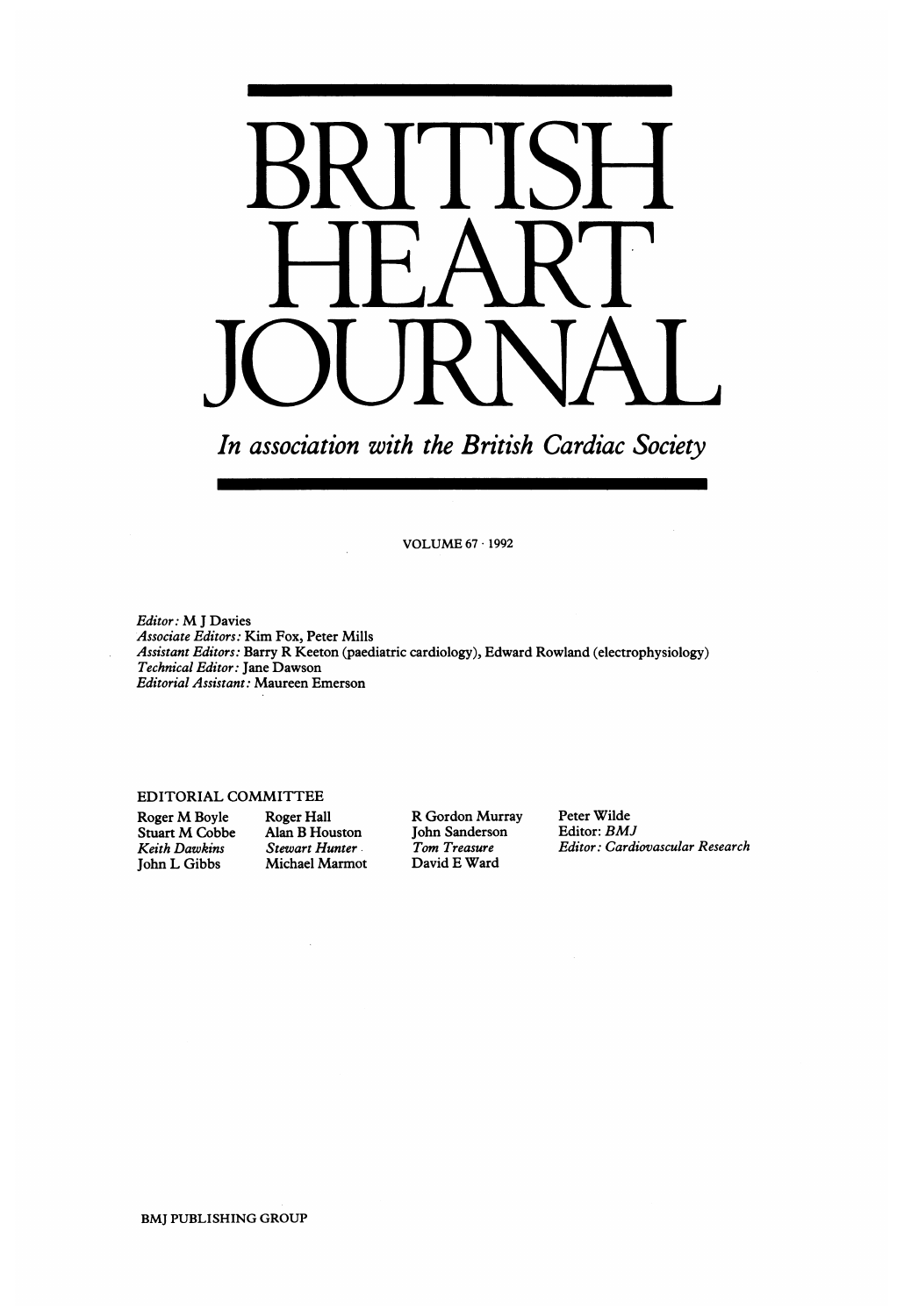# BRITISH HEART JOURNAL

*In association with the British Cardiac Society*

VOLUME 67 · 1992

*Editor:* M J Davies
*Associate Editors:* Kim Fox, Peter Mills
*Assistant Editors:* Barry R Keeton (paediatric cardiology), Edward Rowland (electrophysiology)
*Technical Editor:* Jane Dawson
*Editorial Assistant:* Maureen Emerson

EDITORIAL COMMITTEE

Roger M Boyle
Stuart M Cobbe
*Keith Dawkins*
John L Gibbs
Roger Hall
Alan B Houston
*Stewart Hunter*
Michael Marmot
R Gordon Murray
John Sanderson
*Tom Treasure*
David E Ward
Peter Wilde
Editor: *BMJ*
*Editor: Cardiovascular Research*

BMJ PUBLISHING GROUP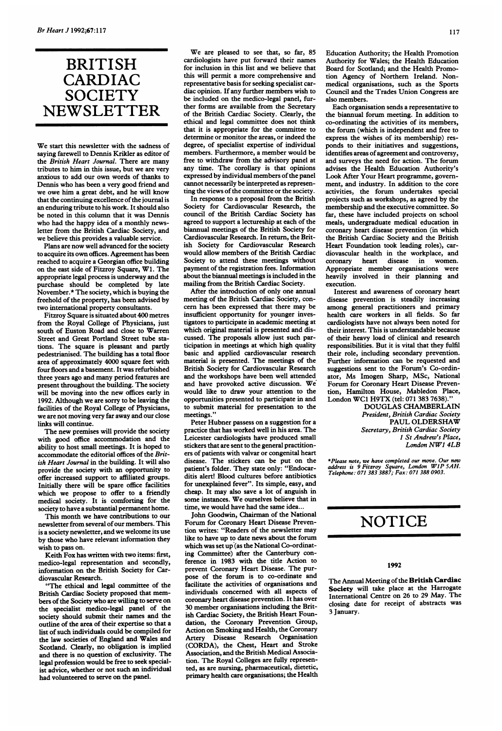# BRITISH CARDIAC SOCIETY NEWSLETTER

We start this newsletter with the sadness of saying farewell to Dennis Krikler as editor of the *British Heart Journal*. There are many tributes to him in this issue, but we are very anxious to add our own words of thanks to Dennis who has been a very good friend and we owe him a great debt, and he will know that the continuing excellence of the journal is an enduring tribute to his work. It should also be noted in this column that it was Dennis who had the happy idea of a monthly newsletter from the British Cardiac Society, and we believe this provides a valuable service.

Plans are now well advanced for the society to acquire its own offices. Agreement has been reached to acquire a Georgian office building on the east side of Fitzroy Square, W1. The appropriate legal process is underway and the purchase should be completed by late November.* The society, which is buying the freehold of the property, has been advised by two international property consultants.

Fitzroy Square is situated about 400 metres from the Royal College of Physicians, just south of Euston Road and close to Warren Street and Great Portland Street tube stations. The square is pleasant and partly pedestrianised. The building has a total floor area of approximately 4000 square feet with four floors and a basement. It was refurbished three years ago and many period features are present throughout the building. The society will be moving into the new offices early in 1992. Although we are sorry to be leaving the facilities of the Royal College of Physicians, we are not moving very far away and our close links will continue.

The new premises will provide the society with good office accommodation and the ability to host small meetings. It is hoped to accommodate the editorial offices of the *British Heart Journal* in the building. It will also provide the society with an opportunity to offer increased support to affiliated groups. Initially there will be spare office facilities which we propose to offer to a friendly medical society. It is comforting for the society to have a substantial permanent home.

This month we have contributions to our newsletter from several of our members. This is a society newsletter, and we welcome its use by those who have relevant information they wish to pass on.

Keith Fox has written with two items: first, medico-legal representation and secondly, information on the British Society for Cardiovascular Research.

"The ethical and legal committee of the British Cardiac Society proposed that members of the Society who are willing to serve on the specialist medico-legal panel of the society should submit their names and the outline of the area of their expertise so that a list of such individuals could be compiled for the law societies of England and Wales and Scotland. Clearly, no obligation is implied and there is no question of exclusivity. The legal profession would be free to seek specialist advice, whether or not such an individual had volunteered to serve on the panel.

We are pleased to see that, so far, 85 cardiologists have put forward their names for inclusion in this list and we believe that this will permit a more comprehensive and representative basis for seeking specialist cardiac opinion. If any further members wish to be included on the medico-legal panel, further forms are available from the Secretary of the British Cardiac Society. Clearly, the ethical and legal committee does not think that it is appropriate for the committee to determine or monitor the areas, or indeed the degree, of specialist expertise of individual members. Furthermore, a member would be free to withdraw from the advisory panel at any time. The corollary is that opinions expressed by individual members of the panel cannot necessarily be interpreted as representing the views of the committee or the society.

In response to a proposal from the British Society for Cardiovascular Research, the council of the British Cardiac Society has agreed to support a lectureship at each of the biannual meetings of the British Society for Cardiovascular Research. In return, the British Society for Cardiovascular Research would allow members of the British Cardiac Society to attend these meetings without payment of the registration fees. Information about the biannual meetings is included in the mailing from the British Cardiac Society.

After the introduction of only one annual meeting of the British Cardiac Society, concern has been expressed that there may be insufficient opportunity for younger investigators to participate in academic meeting at which original material is presented and discussed. The proposals allow just such participation in meetings at which high quality basic and applied cardiovascular research material is presented. The meetings of the British Society for Cardiovascular Research and the workshops have been well attended and have provoked active discussion. We would like to draw your attention to the opportunities presented to participate in and to submit material for presentation to the meetings."

Peter Hubner passess on a suggestion for a practice that has worked well in his area. The Leicester cardiologists have produced small stickers that are sent to the general practitioners of patients with valvar or congenital heart disease. The stickers can be put on the patient's folder. They state only: "Endocarditis alert! Blood cultures before antibiotics for unexplained fever". Its simple, easy, and cheap. It may also save a lot of anguish in some instances. We ourselves believe that in time, we would have had the same idea...

John Goodwin, Chairman of the National Forum for Coronary Heart Disease Prevention writes: "Readers of the newsletter may like to have up to date news about the forum which was set up (as the National Co-ordinating Committee) after the Canterbury conference in 1983 with the title Action to prevent Coronary Heart Disease. The purpose of the forum is to co-ordinate and facilitate the activities of organisations and individuals concerned with all aspects of coronary heart disease prevention. It has over 30 member organisations including the British Cardiac Society, the British Heart Foundation, the Coronary Prevention Group, Action on Smoking and Health, the Coronary Artery Disease Research Organisation (CORDA), the Chest, Heart and Stroke Association, and the British Medical Association. The Royal Colleges are fully represented, as are nursing, pharmaceutical, dietetic, primary health care organisations; the Health Education Authority; the Health Promotion Authority for Wales; the Health Education Board for Scotland; and the Health Promotion Agency of Northern Ireland. Non-medical organisations, such as the Sports Council and the Trades Union Congress are also members.

Each organisation sends a representative to the biannual forum meeting. In addition to co-ordinating the activities of its members, the forum (which is independent and free to express the wishes of its membership) responds to their initiatives and suggestions, identifies areas of agreement and controversy, and surveys the need for action. The forum advises the Health Education Authority's Look After Your Heart programme, government, and industry. In addition to the core activities, the forum undertakes special projects such as workshops, as agreed by the membership and the executive committee. So far, these have included projects on school meals, undergraduate medical education in coronary heart disease prevention (in which the British Cardiac Society and the British Heart Foundation took leading roles), cardiovascular health in the workplace, and coronary heart disease in women. Appropriate member organisations were heavily involved in their planning and execution.

Interest and awareness of coronary heart disease prevention is steadily increasing among general practitioners and primary health care workers in all fields. So far cardiologists have not always been noted for their interest. This is understandable because of their heavy load of clinical and research responsibilities. But it is vital that they fulfil their role, including secondary prevention. Further information can be requested and suggestions sent to the Forum's Co-ordinator, Ms Imogen Sharp, MSc, National Forum for Coronary Heart Disease Prevention, Hamilton House, Mabledon Place, London WC1 H9TX (tel: 071 383 7638)."

DOUGLAS CHAMBERLAIN
*President, British Cardiac Society*
PAUL OLDERSHAW
*Secretary, British Cardiac Society*
*1 St Andrew's Place,*
*London NW1 4LB*

**Please note, we have completed our move. Our new address is 9 Fitzroy Square, London W1P 5AH. Telephone: 071 383 3887; Fax: 071 388 0903.*

# NOTICE

### 1992

The Annual Meeting of the **British Cardiac Society** will take place at the Harrogate International Centre on 26 to 29 May. The closing date for receipt of abstracts was 3 January.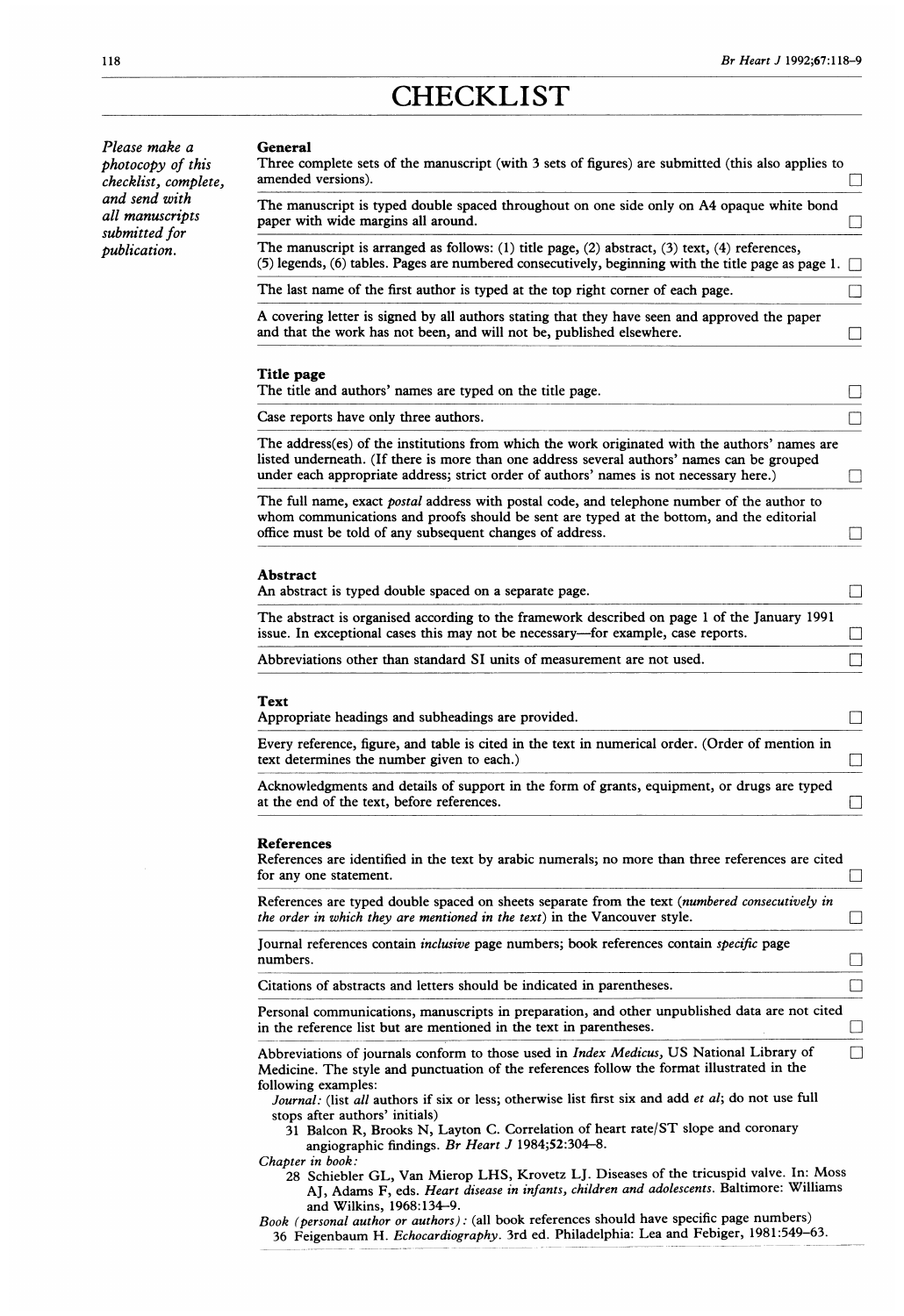# CHECKLIST

*Please make a photocopy of this checklist, complete, and send with all manuscripts submitted for publication.*

### General

Three complete sets of the manuscript (with 3 sets of figures) are submitted (this also applies to amended versions). ☐

The manuscript is typed double spaced throughout on one side only on A4 opaque white bond paper with wide margins all around. ☐

The manuscript is arranged as follows: (1) title page, (2) abstract, (3) text, (4) references, (5) legends, (6) tables. Pages are numbered consecutively, beginning with the title page as page 1. ☐

The last name of the first author is typed at the top right corner of each page. ☐

A covering letter is signed by all authors stating that they have seen and approved the paper and that the work has not been, and will not be, published elsewhere. ☐

### Title page

The title and authors' names are typed on the title page. ☐

Case reports have only three authors. ☐

The address(es) of the institutions from which the work originated with the authors' names are listed underneath. (If there is more than one address several authors' names can be grouped under each appropriate address; strict order of authors' names is not necessary here.) ☐

The full name, exact *postal* address with postal code, and telephone number of the author to whom communications and proofs should be sent are typed at the bottom, and the editorial office must be told of any subsequent changes of address. ☐

### Abstract

An abstract is typed double spaced on a separate page. ☐

The abstract is organised according to the framework described on page 1 of the January 1991 issue. In exceptional cases this may not be necessary—for example, case reports. ☐

Abbreviations other than standard SI units of measurement are not used. ☐

### Text

Appropriate headings and subheadings are provided. ☐

Every reference, figure, and table is cited in the text in numerical order. (Order of mention in text determines the number given to each.) ☐

Acknowledgments and details of support in the form of grants, equipment, or drugs are typed at the end of the text, before references. ☐

### References

References are identified in the text by arabic numerals; no more than three references are cited for any one statement. ☐

References are typed double spaced on sheets separate from the text (*numbered consecutively in the order in which they are mentioned in the text*) in the Vancouver style. ☐

Journal references contain *inclusive* page numbers; book references contain *specific* page numbers. ☐

Citations of abstracts and letters should be indicated in parentheses. ☐

Personal communications, manuscripts in preparation, and other unpublished data are not cited in the reference list but are mentioned in the text in parentheses. ☐

Abbreviations of journals conform to those used in *Index Medicus*, US National Library of Medicine. The style and punctuation of the references follow the format illustrated in the following examples: ☐

*Journal:* (list *all* authors if six or less; otherwise list first six and add *et al*; do not use full stops after authors' initials)

31 Balcon R, Brooks N, Layton C. Correlation of heart rate/ST slope and coronary angiographic findings. *Br Heart J* 1984;**52**:304–8.

*Chapter in book:*

28 Schiebler GL, Van Mierop LHS, Krovetz LJ. Diseases of the tricuspid valve. In: Moss AJ, Adams F, eds. *Heart disease in infants, children and adolescents.* Baltimore: Williams and Wilkins, 1968:134–9.

*Book (personal author or authors):* (all book references should have specific page numbers)

36 Feigenbaum H. *Echocardiography.* 3rd ed. Philadelphia: Lea and Febiger, 1981:549–63.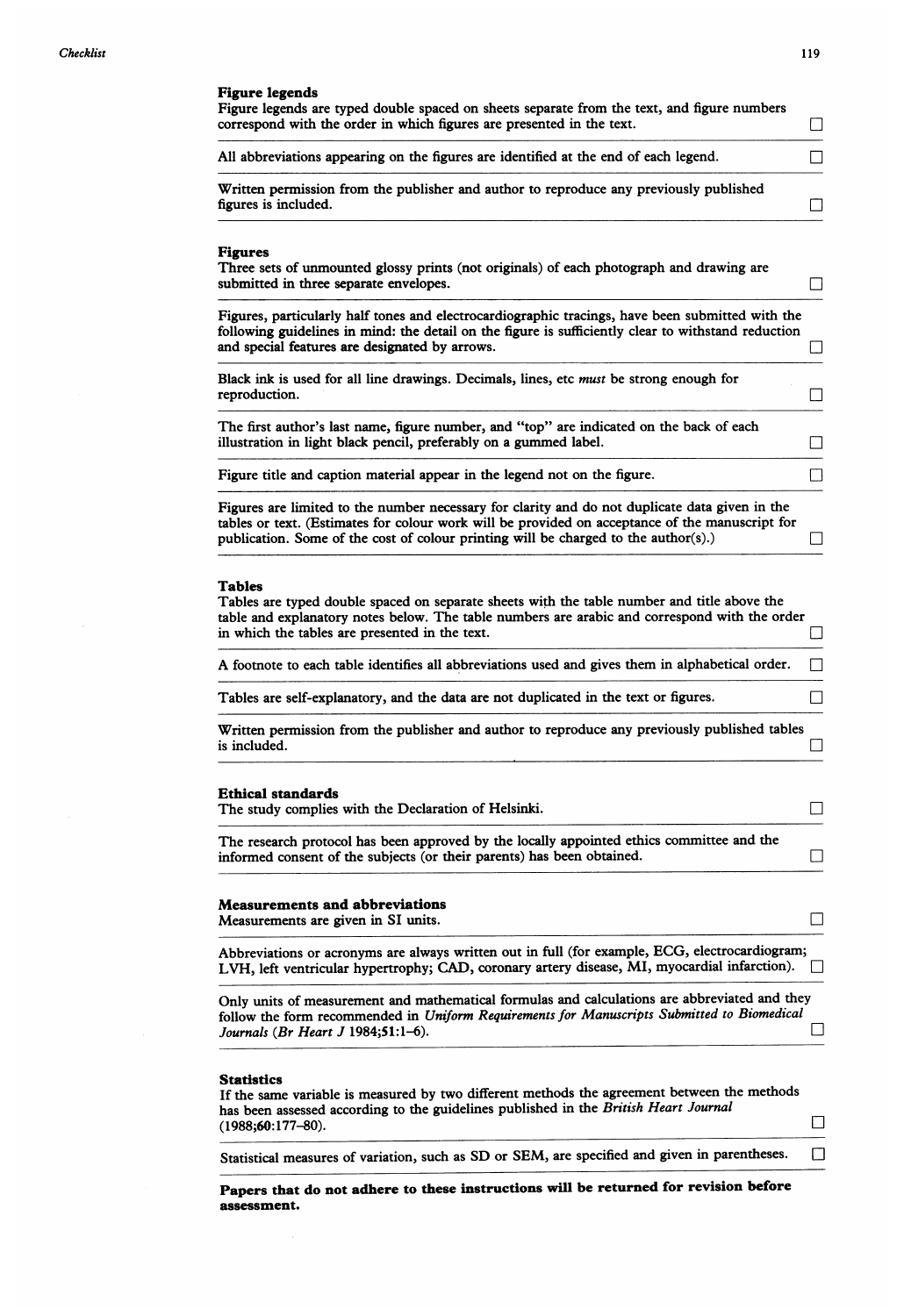### Figure legends

Figure legends are typed double spaced on sheets separate from the text, and figure numbers correspond with the order in which figures are presented in the text. ☐

All abbreviations appearing on the figures are identified at the end of each legend. ☐

Written permission from the publisher and author to reproduce any previously published figures is included. ☐

### Figures

Three sets of unmounted glossy prints (not originals) of each photograph and drawing are submitted in three separate envelopes. ☐

Figures, particularly half tones and electrocardiographic tracings, have been submitted with the following guidelines in mind: the detail on the figure is sufficiently clear to withstand reduction and special features are designated by arrows. ☐

Black ink is used for all line drawings. Decimals, lines, etc *must* be strong enough for reproduction. ☐

The first author's last name, figure number, and "top" are indicated on the back of each illustration in light black pencil, preferably on a gummed label. ☐

Figure title and caption material appear in the legend not on the figure. ☐

Figures are limited to the number necessary for clarity and do not duplicate data given in the tables or text. (Estimates for colour work will be provided on acceptance of the manuscript for publication. Some of the cost of colour printing will be charged to the author(s).) ☐

### Tables

Tables are typed double spaced on separate sheets with the table number and title above the table and explanatory notes below. The table numbers are arabic and correspond with the order in which the tables are presented in the text. ☐

A footnote to each table identifies all abbreviations used and gives them in alphabetical order. ☐

Tables are self-explanatory, and the data are not duplicated in the text or figures. ☐

Written permission from the publisher and author to reproduce any previously published tables is included. ☐

### Ethical standards

The study complies with the Declaration of Helsinki. ☐

The research protocol has been approved by the locally appointed ethics committee and the informed consent of the subjects (or their parents) has been obtained. ☐

### Measurements and abbreviations

Measurements are given in SI units. ☐

Abbreviations or acronyms are always written out in full (for example, ECG, electrocardiogram; LVH, left ventricular hypertrophy; CAD, coronary artery disease, MI, myocardial infarction). ☐

Only units of measurement and mathematical formulas and calculations are abbreviated and they follow the form recommended in *Uniform Requirements for Manuscripts Submitted to Biomedical Journals* (*Br Heart J* 1984;**51**:1–6). ☐

### Statistics

If the same variable is measured by two different methods the agreement between the methods has been assessed according to the guidelines published in the *British Heart Journal* (1988;**60**:177–80). ☐

Statistical measures of variation, such as SD or SEM, are specified and given in parentheses. ☐

**Papers that do not adhere to these instructions will be returned for revision before assessment.**